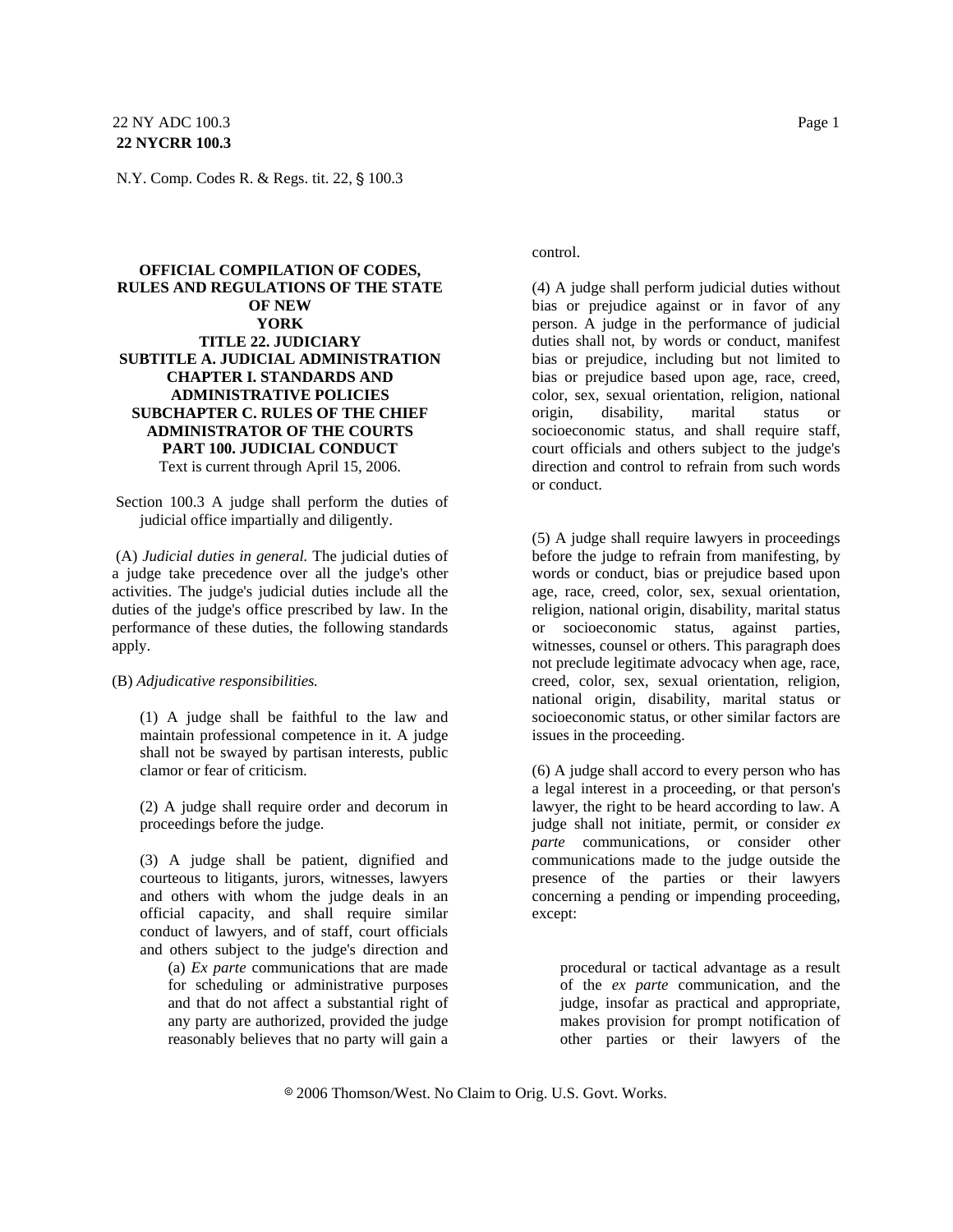22 NY ADC 100.3
**22 NYCRR 100.3**

N.Y. Comp. Codes R. & Regs. tit. 22, § 100.3

**OFFICIAL COMPILATION OF CODES, RULES AND REGULATIONS OF THE STATE OF NEW YORK**
**TITLE 22. JUDICIARY**
**SUBTITLE A. JUDICIAL ADMINISTRATION**
**CHAPTER I. STANDARDS AND ADMINISTRATIVE POLICIES**
**SUBCHAPTER C. RULES OF THE CHIEF ADMINISTRATOR OF THE COURTS**
**PART 100. JUDICIAL CONDUCT**
Text is current through April 15, 2006.

Section 100.3 A judge shall perform the duties of judicial office impartially and diligently.

(A) *Judicial duties in general.* The judicial duties of a judge take precedence over all the judge's other activities. The judge's judicial duties include all the duties of the judge's office prescribed by law. In the performance of these duties, the following standards apply.

(B) *Adjudicative responsibilities.*

(1) A judge shall be faithful to the law and maintain professional competence in it. A judge shall not be swayed by partisan interests, public clamor or fear of criticism.

(2) A judge shall require order and decorum in proceedings before the judge.

(3) A judge shall be patient, dignified and courteous to litigants, jurors, witnesses, lawyers and others with whom the judge deals in an official capacity, and shall require similar conduct of lawyers, and of staff, court officials and others subject to the judge's direction and control.

(4) A judge shall perform judicial duties without bias or prejudice against or in favor of any person. A judge in the performance of judicial duties shall not, by words or conduct, manifest bias or prejudice, including but not limited to bias or prejudice based upon age, race, creed, color, sex, sexual orientation, religion, national origin, disability, marital status or socioeconomic status, and shall require staff, court officials and others subject to the judge's direction and control to refrain from such words or conduct.

(5) A judge shall require lawyers in proceedings before the judge to refrain from manifesting, by words or conduct, bias or prejudice based upon age, race, creed, color, sex, sexual orientation, religion, national origin, disability, marital status or socioeconomic status, against parties, witnesses, counsel or others. This paragraph does not preclude legitimate advocacy when age, race, creed, color, sex, sexual orientation, religion, national origin, disability, marital status or socioeconomic status, or other similar factors are issues in the proceeding.

(6) A judge shall accord to every person who has a legal interest in a proceeding, or that person's lawyer, the right to be heard according to law. A judge shall not initiate, permit, or consider *ex parte* communications, or consider other communications made to the judge outside the presence of the parties or their lawyers concerning a pending or impending proceeding, except:

(a) *Ex parte* communications that are made for scheduling or administrative purposes and that do not affect a substantial right of any party are authorized, provided the judge reasonably believes that no party will gain a procedural or tactical advantage as a result of the *ex parte* communication, and the judge, insofar as practical and appropriate, makes provision for prompt notification of other parties or their lawyers of the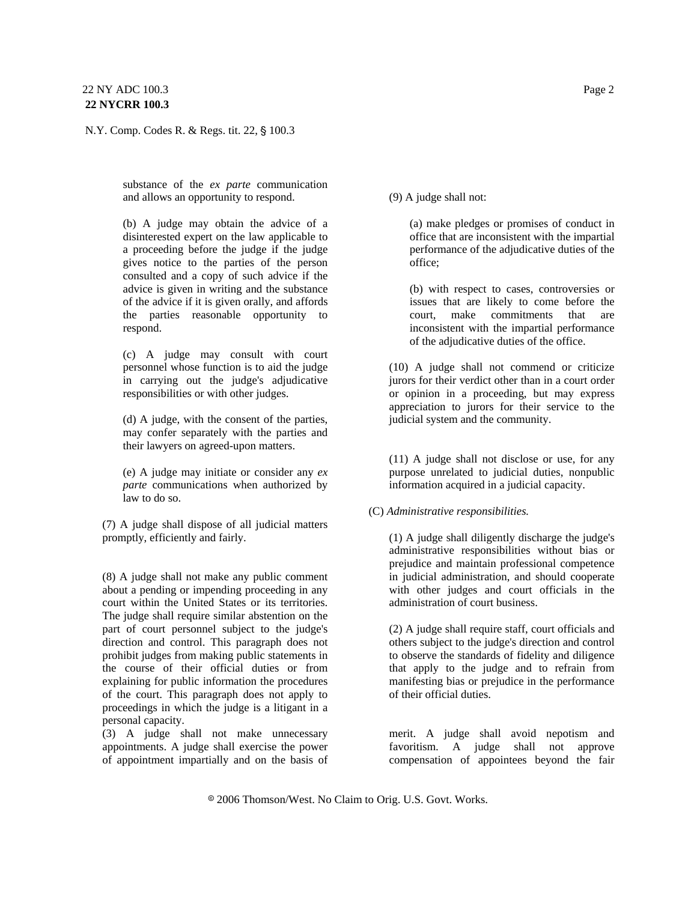substance of the *ex parte* communication and allows an opportunity to respond.

(b) A judge may obtain the advice of a disinterested expert on the law applicable to a proceeding before the judge if the judge gives notice to the parties of the person consulted and a copy of such advice if the advice is given in writing and the substance of the advice if it is given orally, and affords the parties reasonable opportunity to respond.

(c) A judge may consult with court personnel whose function is to aid the judge in carrying out the judge's adjudicative responsibilities or with other judges.

(d) A judge, with the consent of the parties, may confer separately with the parties and their lawyers on agreed-upon matters.

(e) A judge may initiate or consider any *ex parte* communications when authorized by law to do so.

(7) A judge shall dispose of all judicial matters promptly, efficiently and fairly.

(8) A judge shall not make any public comment about a pending or impending proceeding in any court within the United States or its territories. The judge shall require similar abstention on the part of court personnel subject to the judge's direction and control. This paragraph does not prohibit judges from making public statements in the course of their official duties or from explaining for public information the procedures of the court. This paragraph does not apply to proceedings in which the judge is a litigant in a personal capacity.

(9) A judge shall not:

(a) make pledges or promises of conduct in office that are inconsistent with the impartial performance of the adjudicative duties of the office;

(b) with respect to cases, controversies or issues that are likely to come before the court, make commitments that are inconsistent with the impartial performance of the adjudicative duties of the office.

(10) A judge shall not commend or criticize jurors for their verdict other than in a court order or opinion in a proceeding, but may express appreciation to jurors for their service to the judicial system and the community.

(11) A judge shall not disclose or use, for any purpose unrelated to judicial duties, nonpublic information acquired in a judicial capacity.

(C) *Administrative responsibilities.*

(1) A judge shall diligently discharge the judge's administrative responsibilities without bias or prejudice and maintain professional competence in judicial administration, and should cooperate with other judges and court officials in the administration of court business.

(2) A judge shall require staff, court officials and others subject to the judge's direction and control to observe the standards of fidelity and diligence that apply to the judge and to refrain from manifesting bias or prejudice in the performance of their official duties.

(3) A judge shall not make unnecessary appointments. A judge shall exercise the power of appointment impartially and on the basis of merit. A judge shall avoid nepotism and favoritism. A judge shall not approve compensation of appointees beyond the fair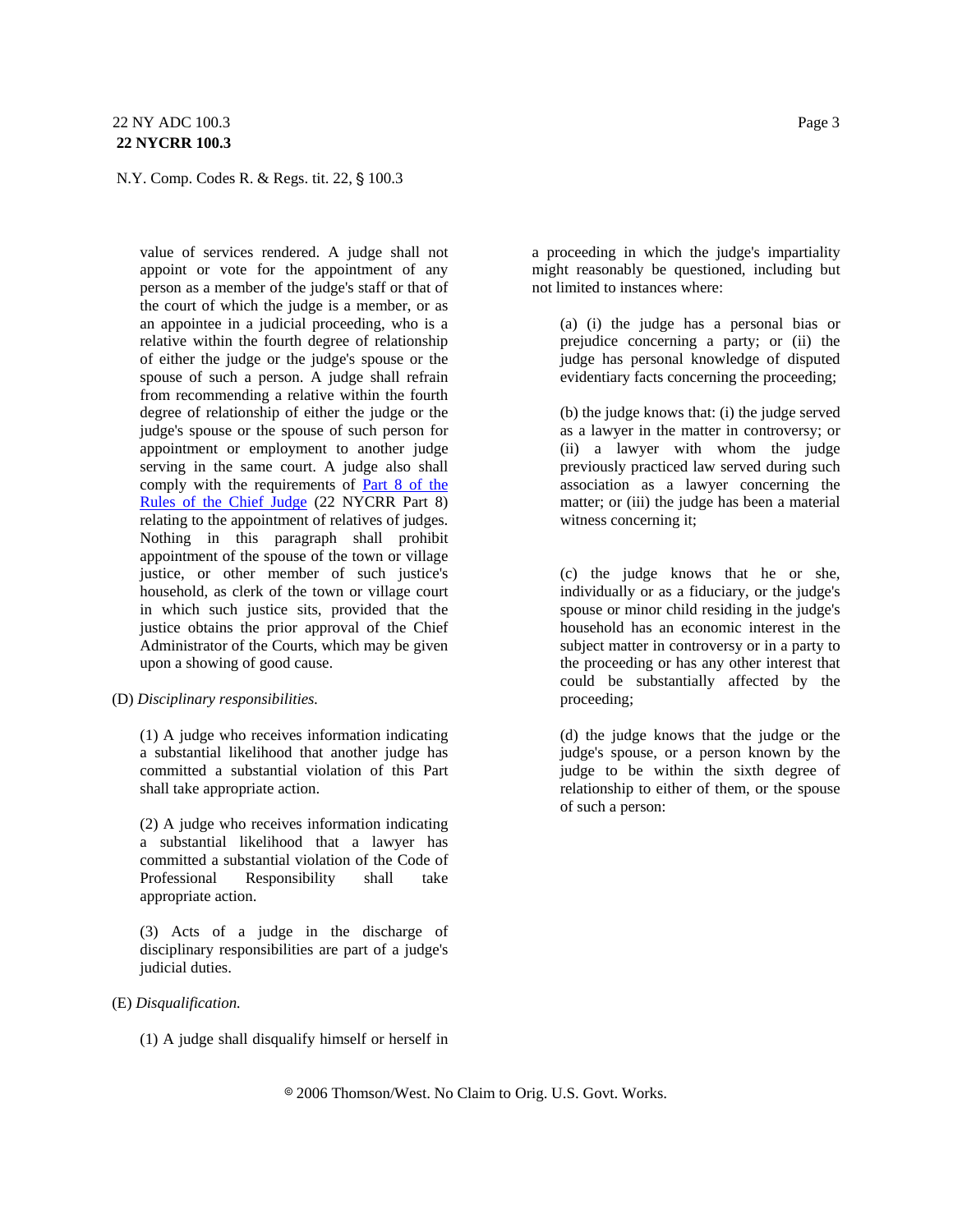value of services rendered. A judge shall not appoint or vote for the appointment of any person as a member of the judge's staff or that of the court of which the judge is a member, or as an appointee in a judicial proceeding, who is a relative within the fourth degree of relationship of either the judge or the judge's spouse or the spouse of such a person. A judge shall refrain from recommending a relative within the fourth degree of relationship of either the judge or the judge's spouse or the spouse of such person for appointment or employment to another judge serving in the same court. A judge also shall comply with the requirements of Part 8 of the Rules of the Chief Judge (22 NYCRR Part 8) relating to the appointment of relatives of judges. Nothing in this paragraph shall prohibit appointment of the spouse of the town or village justice, or other member of such justice's household, as clerk of the town or village court in which such justice sits, provided that the justice obtains the prior approval of the Chief Administrator of the Courts, which may be given upon a showing of good cause.

(D) *Disciplinary responsibilities.*

(1) A judge who receives information indicating a substantial likelihood that another judge has committed a substantial violation of this Part shall take appropriate action.

(2) A judge who receives information indicating a substantial likelihood that a lawyer has committed a substantial violation of the Code of Professional Responsibility shall take appropriate action.

(3) Acts of a judge in the discharge of disciplinary responsibilities are part of a judge's judicial duties.

(E) *Disqualification.*

(1) A judge shall disqualify himself or herself in a proceeding in which the judge's impartiality might reasonably be questioned, including but not limited to instances where:

(a) (i) the judge has a personal bias or prejudice concerning a party; or (ii) the judge has personal knowledge of disputed evidentiary facts concerning the proceeding;

(b) the judge knows that: (i) the judge served as a lawyer in the matter in controversy; or (ii) a lawyer with whom the judge previously practiced law served during such association as a lawyer concerning the matter; or (iii) the judge has been a material witness concerning it;

(c) the judge knows that he or she, individually or as a fiduciary, or the judge's spouse or minor child residing in the judge's household has an economic interest in the subject matter in controversy or in a party to the proceeding or has any other interest that could be substantially affected by the proceeding;

(d) the judge knows that the judge or the judge's spouse, or a person known by the judge to be within the sixth degree of relationship to either of them, or the spouse of such a person: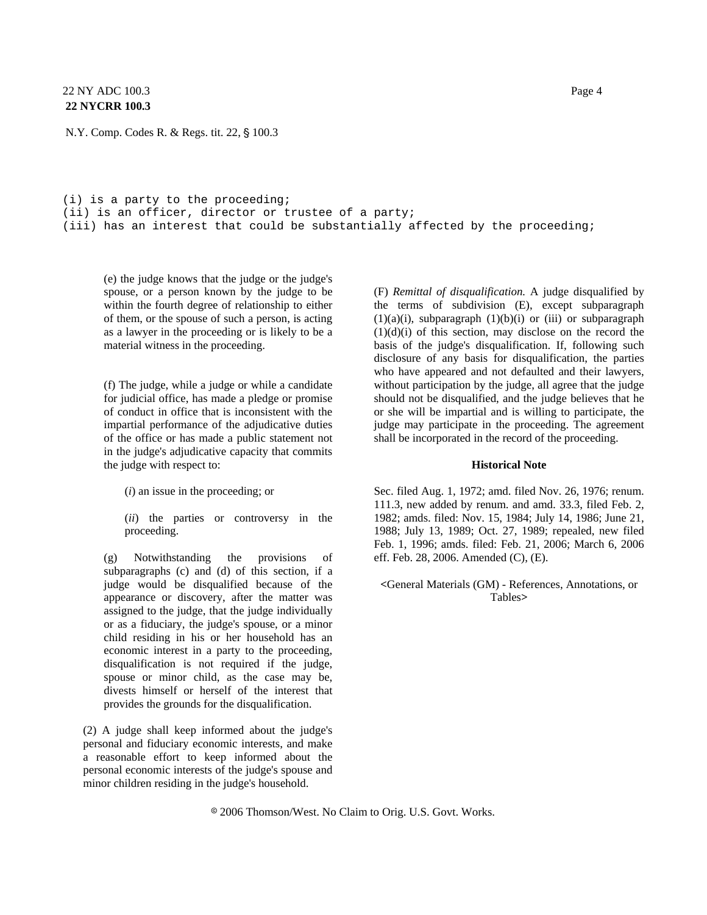(i) is a party to the proceeding;
(ii) is an officer, director or trustee of a party;
(iii) has an interest that could be substantially affected by the proceeding;

(e) the judge knows that the judge or the judge's spouse, or a person known by the judge to be within the fourth degree of relationship to either of them, or the spouse of such a person, is acting as a lawyer in the proceeding or is likely to be a material witness in the proceeding.

(f) The judge, while a judge or while a candidate for judicial office, has made a pledge or promise of conduct in office that is inconsistent with the impartial performance of the adjudicative duties of the office or has made a public statement not in the judge's adjudicative capacity that commits the judge with respect to:

(*i*) an issue in the proceeding; or

(*ii*) the parties or controversy in the proceeding.

(g) Notwithstanding the provisions of subparagraphs (c) and (d) of this section, if a judge would be disqualified because of the appearance or discovery, after the matter was assigned to the judge, that the judge individually or as a fiduciary, the judge's spouse, or a minor child residing in his or her household has an economic interest in a party to the proceeding, disqualification is not required if the judge, spouse or minor child, as the case may be, divests himself or herself of the interest that provides the grounds for the disqualification.

(2) A judge shall keep informed about the judge's personal and fiduciary economic interests, and make a reasonable effort to keep informed about the personal economic interests of the judge's spouse and minor children residing in the judge's household.

(F) *Remittal of disqualification.* A judge disqualified by the terms of subdivision (E), except subparagraph (1)(a)(i), subparagraph (1)(b)(i) or (iii) or subparagraph (1)(d)(i) of this section, may disclose on the record the basis of the judge's disqualification. If, following such disclosure of any basis for disqualification, the parties who have appeared and not defaulted and their lawyers, without participation by the judge, all agree that the judge should not be disqualified, and the judge believes that he or she will be impartial and is willing to participate, the judge may participate in the proceeding. The agreement shall be incorporated in the record of the proceeding.

**Historical Note**

Sec. filed Aug. 1, 1972; amd. filed Nov. 26, 1976; renum. 111.3, new added by renum. and amd. 33.3, filed Feb. 2, 1982; amds. filed: Nov. 15, 1984; July 14, 1986; June 21, 1988; July 13, 1989; Oct. 27, 1989; repealed, new filed Feb. 1, 1996; amds. filed: Feb. 21, 2006; March 6, 2006 eff. Feb. 28, 2006. Amended (C), (E).

<General Materials (GM) - References, Annotations, or Tables>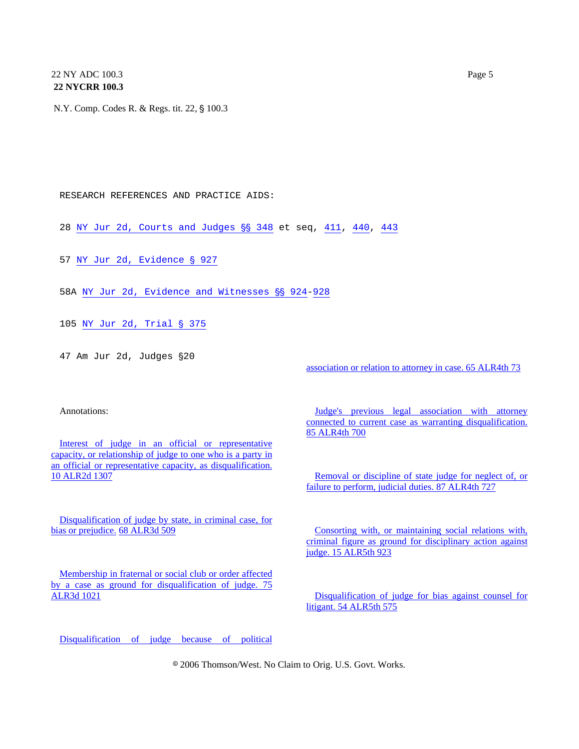N.Y. Comp. Codes R. & Regs. tit. 22, § 100.3

RESEARCH REFERENCES AND PRACTICE AIDS:

28 NY Jur 2d, Courts and Judges §§ 348 et seq, 411, 440, 443

57 NY Jur 2d, Evidence § 927

58A NY Jur 2d, Evidence and Witnesses §§ 924-928

105 NY Jur 2d, Trial § 375

47 Am Jur 2d, Judges §20

Annotations:

Interest of judge in an official or representative capacity, or relationship of judge to one who is a party in an official or representative capacity, as disqualification. 10 ALR2d 1307

Disqualification of judge by state, in criminal case, for bias or prejudice. 68 ALR3d 509

Membership in fraternal or social club or order affected by a case as ground for disqualification of judge. 75 ALR3d 1021

Disqualification of judge because of political association or relation to attorney in case. 65 ALR4th 73

Judge's previous legal association with attorney connected to current case as warranting disqualification. 85 ALR4th 700

Removal or discipline of state judge for neglect of, or failure to perform, judicial duties. 87 ALR4th 727

Consorting with, or maintaining social relations with, criminal figure as ground for disciplinary action against judge. 15 ALR5th 923

Disqualification of judge for bias against counsel for litigant. 54 ALR5th 575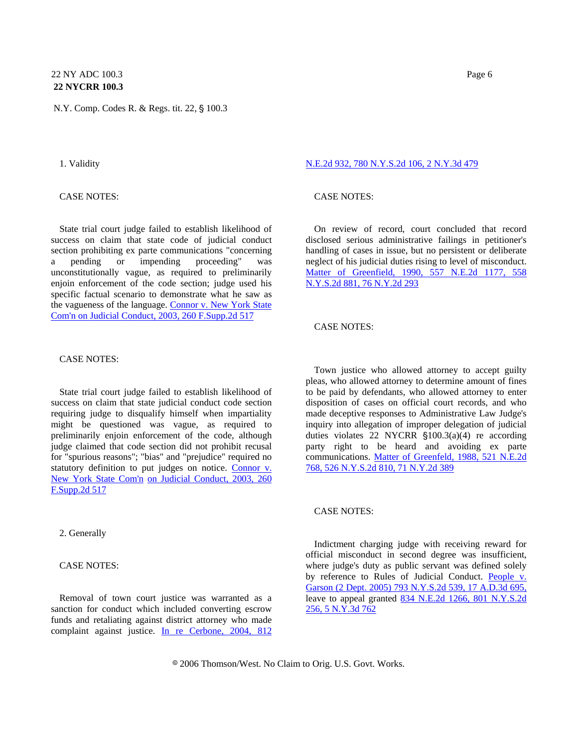1. Validity

CASE NOTES:

State trial court judge failed to establish likelihood of success on claim that state code of judicial conduct section prohibiting ex parte communications "concerning a pending or impending proceeding" was unconstitutionally vague, as required to preliminarily enjoin enforcement of the code section; judge used his specific factual scenario to demonstrate what he saw as the vagueness of the language. Connor v. New York State Com'n on Judicial Conduct, 2003, 260 F.Supp.2d 517

CASE NOTES:

State trial court judge failed to establish likelihood of success on claim that state judicial conduct code section requiring judge to disqualify himself when impartiality might be questioned was vague, as required to preliminarily enjoin enforcement of the code, although judge claimed that code section did not prohibit recusal for "spurious reasons"; "bias" and "prejudice" required no statutory definition to put judges on notice. Connor v. New York State Com'n on Judicial Conduct, 2003, 260 F.Supp.2d 517

2. Generally

CASE NOTES:

Removal of town court justice was warranted as a sanction for conduct which included converting escrow funds and retaliating against district attorney who made complaint against justice. In re Cerbone, 2004, 812 N.E.2d 932, 780 N.Y.S.2d 106, 2 N.Y.3d 479

CASE NOTES:

On review of record, court concluded that record disclosed serious administrative failings in petitioner's handling of cases in issue, but no persistent or deliberate neglect of his judicial duties rising to level of misconduct. Matter of Greenfeld, 1990, 557 N.E.2d 1177, 558 N.Y.S.2d 881, 76 N.Y.2d 293

CASE NOTES:

Town justice who allowed attorney to accept guilty pleas, who allowed attorney to determine amount of fines to be paid by defendants, who allowed attorney to enter disposition of cases on official court records, and who made deceptive responses to Administrative Law Judge's inquiry into allegation of improper delegation of judicial duties violates 22 NYCRR §100.3(a)(4) re according party right to be heard and avoiding ex parte communications. Matter of Greenfeld, 1988, 521 N.E.2d 768, 526 N.Y.S.2d 810, 71 N.Y.2d 389

CASE NOTES:

Indictment charging judge with receiving reward for official misconduct in second degree was insufficient, where judge's duty as public servant was defined solely by reference to Rules of Judicial Conduct. People v. Garson (2 Dept. 2005) 793 N.Y.S.2d 539, 17 A.D.3d 695, leave to appeal granted 834 N.E.2d 1266, 801 N.Y.S.2d 256, 5 N.Y.3d 762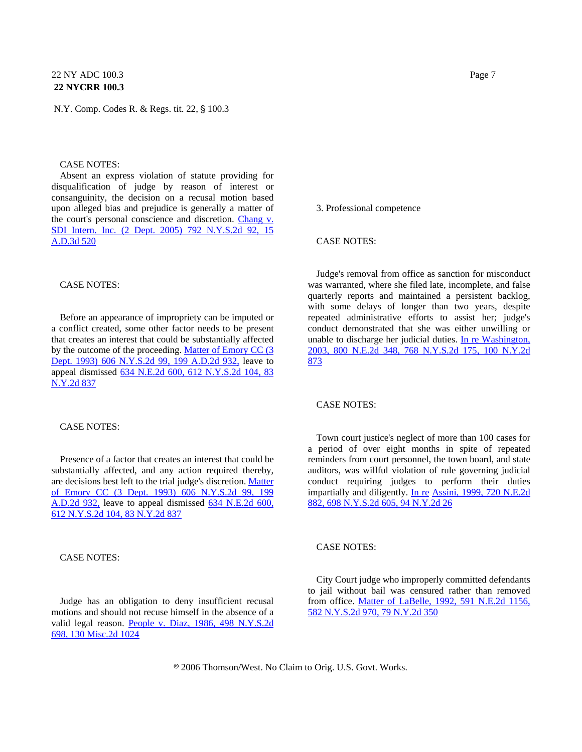CASE NOTES:

Absent an express violation of statute providing for disqualification of judge by reason of interest or consanguinity, the decision on a recusal motion based upon alleged bias and prejudice is generally a matter of the court's personal conscience and discretion. Chang v. SDI Intern. Inc. (2 Dept. 2005) 792 N.Y.S.2d 92, 15 A.D.3d 520

CASE NOTES:

Before an appearance of impropriety can be imputed or a conflict created, some other factor needs to be present that creates an interest that could be substantially affected by the outcome of the proceeding. Matter of Emory CC (3 Dept. 1993) 606 N.Y.S.2d 99, 199 A.D.2d 932, leave to appeal dismissed 634 N.E.2d 600, 612 N.Y.S.2d 104, 83 N.Y.2d 837

CASE NOTES:

Presence of a factor that creates an interest that could be substantially affected, and any action required thereby, are decisions best left to the trial judge's discretion. Matter of Emory CC (3 Dept. 1993) 606 N.Y.S.2d 99, 199 A.D.2d 932, leave to appeal dismissed 634 N.E.2d 600, 612 N.Y.S.2d 104, 83 N.Y.2d 837

CASE NOTES:

Judge has an obligation to deny insufficient recusal motions and should not recuse himself in the absence of a valid legal reason. People v. Diaz, 1986, 498 N.Y.S.2d 698, 130 Misc.2d 1024

3. Professional competence

CASE NOTES:

Judge's removal from office as sanction for misconduct was warranted, where she filed late, incomplete, and false quarterly reports and maintained a persistent backlog, with some delays of longer than two years, despite repeated administrative efforts to assist her; judge's conduct demonstrated that she was either unwilling or unable to discharge her judicial duties. In re Washington, 2003, 800 N.E.2d 348, 768 N.Y.S.2d 175, 100 N.Y.2d 873

CASE NOTES:

Town court justice's neglect of more than 100 cases for a period of over eight months in spite of repeated reminders from court personnel, the town board, and state auditors, was willful violation of rule governing judicial conduct requiring judges to perform their duties impartially and diligently. In re Assini, 1999, 720 N.E.2d 882, 698 N.Y.S.2d 605, 94 N.Y.2d 26

CASE NOTES:

City Court judge who improperly committed defendants to jail without bail was censured rather than removed from office. Matter of LaBelle, 1992, 591 N.E.2d 1156, 582 N.Y.S.2d 970, 79 N.Y.2d 350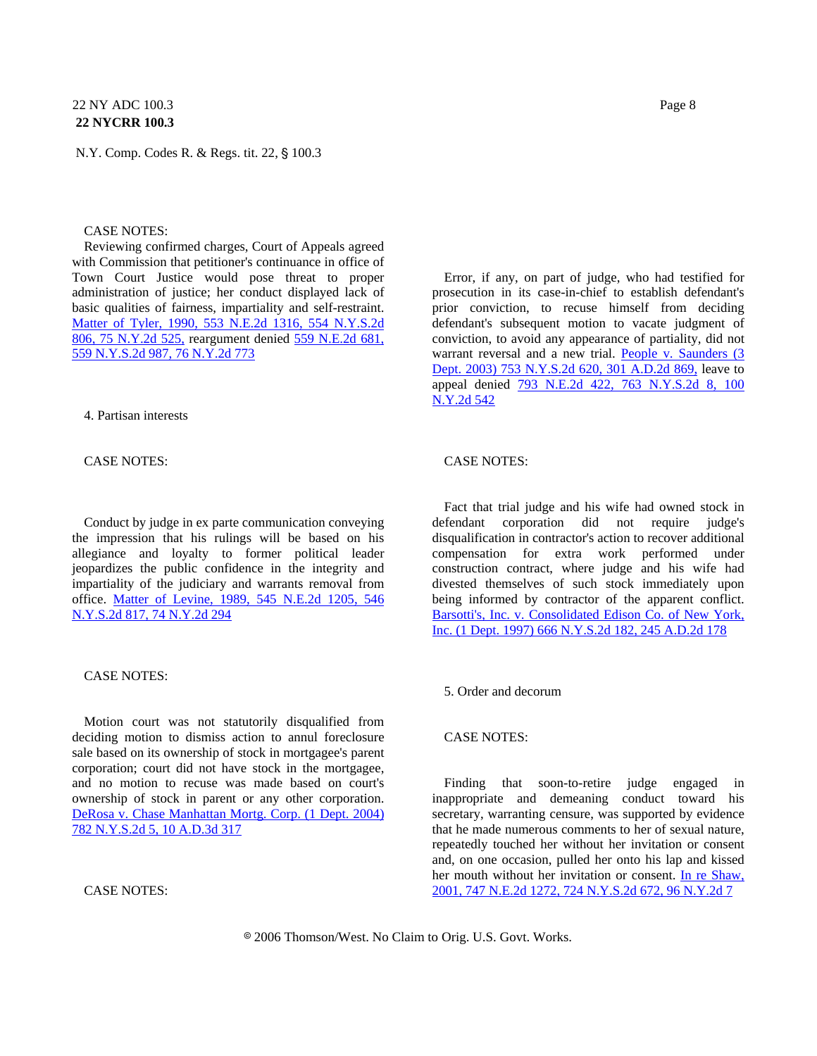CASE NOTES:

Reviewing confirmed charges, Court of Appeals agreed with Commission that petitioner's continuance in office of Town Court Justice would pose threat to proper administration of justice; her conduct displayed lack of basic qualities of fairness, impartiality and self-restraint. Matter of Tyler, 1990, 553 N.E.2d 1316, 554 N.Y.S.2d 806, 75 N.Y.2d 525, reargument denied 559 N.E.2d 681, 559 N.Y.S.2d 987, 76 N.Y.2d 773

4. Partisan interests

CASE NOTES:

Conduct by judge in ex parte communication conveying the impression that his rulings will be based on his allegiance and loyalty to former political leader jeopardizes the public confidence in the integrity and impartiality of the judiciary and warrants removal from office. Matter of Levine, 1989, 545 N.E.2d 1205, 546 N.Y.S.2d 817, 74 N.Y.2d 294

CASE NOTES:

Motion court was not statutorily disqualified from deciding motion to dismiss action to annul foreclosure sale based on its ownership of stock in mortgagee's parent corporation; court did not have stock in the mortgagee, and no motion to recuse was made based on court's ownership of stock in parent or any other corporation. DeRosa v. Chase Manhattan Mortg. Corp. (1 Dept. 2004) 782 N.Y.S.2d 5, 10 A.D.3d 317

CASE NOTES:

Error, if any, on part of judge, who had testified for prosecution in its case-in-chief to establish defendant's prior conviction, to recuse himself from deciding defendant's subsequent motion to vacate judgment of conviction, to avoid any appearance of partiality, did not warrant reversal and a new trial. People v. Saunders (3 Dept. 2003) 753 N.Y.S.2d 620, 301 A.D.2d 869, leave to appeal denied 793 N.E.2d 422, 763 N.Y.S.2d 8, 100 N.Y.2d 542

CASE NOTES:

Fact that trial judge and his wife had owned stock in defendant corporation did not require judge's disqualification in contractor's action to recover additional compensation for extra work performed under construction contract, where judge and his wife had divested themselves of such stock immediately upon being informed by contractor of the apparent conflict. Barsotti's, Inc. v. Consolidated Edison Co. of New York, Inc. (1 Dept. 1997) 666 N.Y.S.2d 182, 245 A.D.2d 178

5. Order and decorum

CASE NOTES:

Finding that soon-to-retire judge engaged in inappropriate and demeaning conduct toward his secretary, warranting censure, was supported by evidence that he made numerous comments to her of sexual nature, repeatedly touched her without her invitation or consent and, on one occasion, pulled her onto his lap and kissed her mouth without her invitation or consent. In re Shaw, 2001, 747 N.E.2d 1272, 724 N.Y.S.2d 672, 96 N.Y.2d 7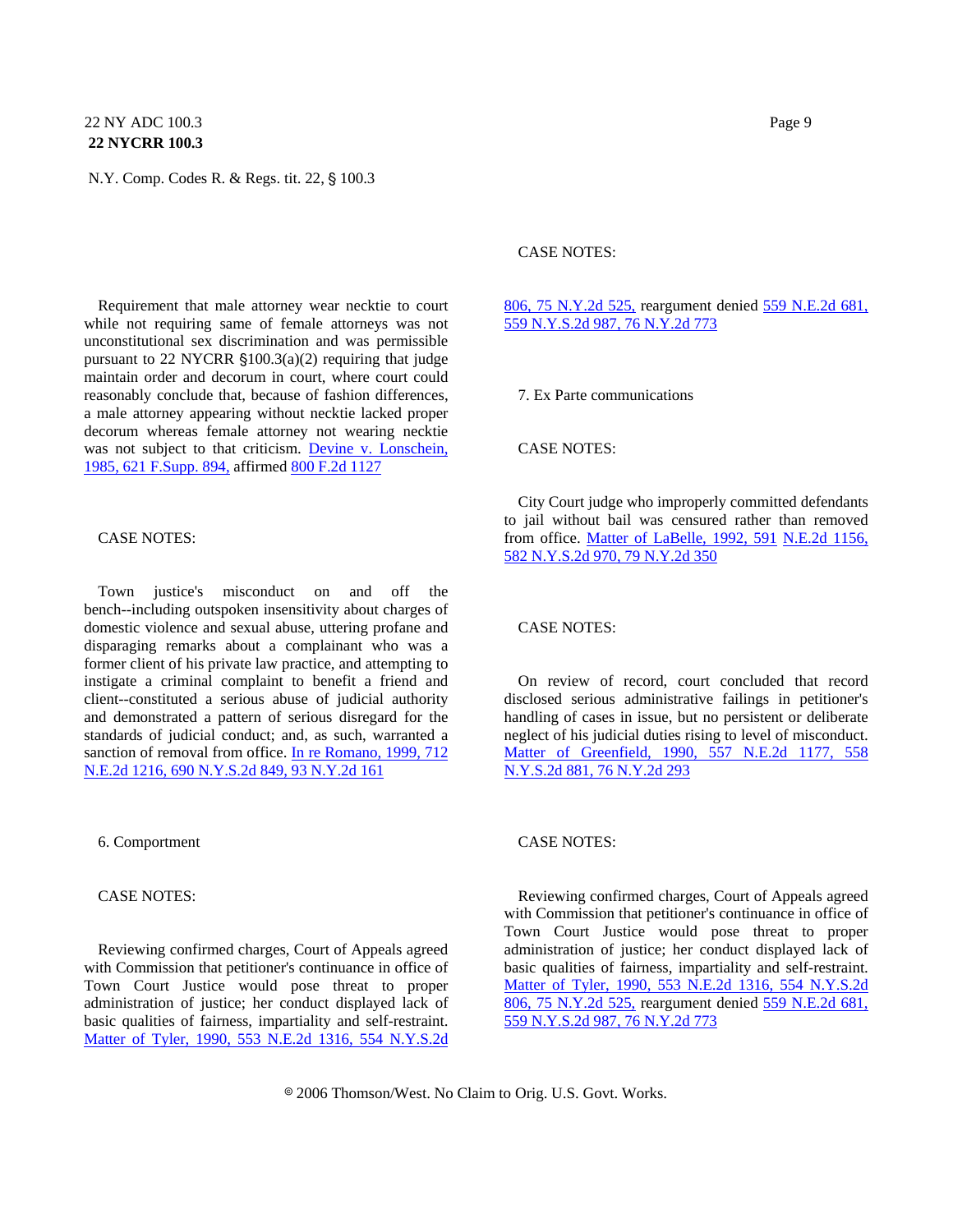Requirement that male attorney wear necktie to court while not requiring same of female attorneys was not unconstitutional sex discrimination and was permissible pursuant to 22 NYCRR §100.3(a)(2) requiring that judge maintain order and decorum in court, where court could reasonably conclude that, because of fashion differences, a male attorney appearing without necktie lacked proper decorum whereas female attorney not wearing necktie was not subject to that criticism. Devine v. Lonschein, 1985, 621 F.Supp. 894, affirmed 800 F.2d 1127

CASE NOTES:

Town justice's misconduct on and off the bench--including outspoken insensitivity about charges of domestic violence and sexual abuse, uttering profane and disparaging remarks about a complainant who was a former client of his private law practice, and attempting to instigate a criminal complaint to benefit a friend and client--constituted a serious abuse of judicial authority and demonstrated a pattern of serious disregard for the standards of judicial conduct; and, as such, warranted a sanction of removal from office. In re Romano, 1999, 712 N.E.2d 1216, 690 N.Y.S.2d 849, 93 N.Y.2d 161

6. Comportment

CASE NOTES:

Reviewing confirmed charges, Court of Appeals agreed with Commission that petitioner's continuance in office of Town Court Justice would pose threat to proper administration of justice; her conduct displayed lack of basic qualities of fairness, impartiality and self-restraint. Matter of Tyler, 1990, 553 N.E.2d 1316, 554 N.Y.S.2d 806, 75 N.Y.2d 525, reargument denied 559 N.E.2d 681, 559 N.Y.S.2d 987, 76 N.Y.2d 773

7. Ex Parte communications

CASE NOTES:

City Court judge who improperly committed defendants to jail without bail was censured rather than removed from office. Matter of LaBelle, 1992, 591 N.E.2d 1156, 582 N.Y.S.2d 970, 79 N.Y.2d 350

CASE NOTES:

On review of record, court concluded that record disclosed serious administrative failings in petitioner's handling of cases in issue, but no persistent or deliberate neglect of his judicial duties rising to level of misconduct. Matter of Greenfield, 1990, 557 N.E.2d 1177, 558 N.Y.S.2d 881, 76 N.Y.2d 293

CASE NOTES:

Reviewing confirmed charges, Court of Appeals agreed with Commission that petitioner's continuance in office of Town Court Justice would pose threat to proper administration of justice; her conduct displayed lack of basic qualities of fairness, impartiality and self-restraint. Matter of Tyler, 1990, 553 N.E.2d 1316, 554 N.Y.S.2d 806, 75 N.Y.2d 525, reargument denied 559 N.E.2d 681, 559 N.Y.S.2d 987, 76 N.Y.2d 773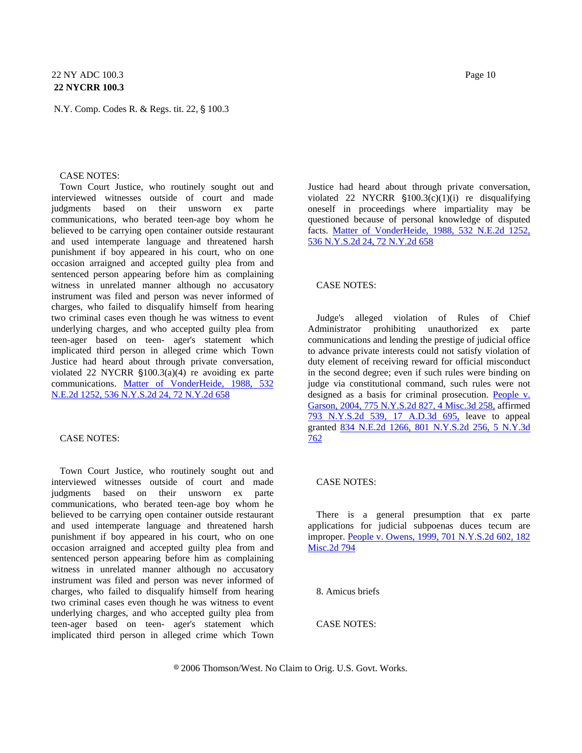CASE NOTES:

Town Court Justice, who routinely sought out and interviewed witnesses outside of court and made judgments based on their unsworn ex parte communications, who berated teen-age boy whom he believed to be carrying open container outside restaurant and used intemperate language and threatened harsh punishment if boy appeared in his court, who on one occasion arraigned and accepted guilty plea from and sentenced person appearing before him as complaining witness in unrelated manner although no accusatory instrument was filed and person was never informed of charges, who failed to disqualify himself from hearing two criminal cases even though he was witness to event underlying charges, and who accepted guilty plea from teen-ager based on teen- ager's statement which implicated third person in alleged crime which Town Justice had heard about through private conversation, violated 22 NYCRR §100.3(a)(4) re avoiding ex parte communications. Matter of VonderHeide, 1988, 532 N.E.2d 1252, 536 N.Y.S.2d 24, 72 N.Y.2d 658

CASE NOTES:

Town Court Justice, who routinely sought out and interviewed witnesses outside of court and made judgments based on their unsworn ex parte communications, who berated teen-age boy whom he believed to be carrying open container outside restaurant and used intemperate language and threatened harsh punishment if boy appeared in his court, who on one occasion arraigned and accepted guilty plea from and sentenced person appearing before him as complaining witness in unrelated manner although no accusatory instrument was filed and person was never informed of charges, who failed to disqualify himself from hearing two criminal cases even though he was witness to event underlying charges, and who accepted guilty plea from teen-ager based on teen- ager's statement which implicated third person in alleged crime which Town Justice had heard about through private conversation, violated 22 NYCRR §100.3(c)(1)(i) re disqualifying oneself in proceedings where impartiality may be questioned because of personal knowledge of disputed facts. Matter of VonderHeide, 1988, 532 N.E.2d 1252, 536 N.Y.S.2d 24, 72 N.Y.2d 658

CASE NOTES:

Judge's alleged violation of Rules of Chief Administrator prohibiting unauthorized ex parte communications and lending the prestige of judicial office to advance private interests could not satisfy violation of duty element of receiving reward for official misconduct in the second degree; even if such rules were binding on judge via constitutional command, such rules were not designed as a basis for criminal prosecution. People v. Garson, 2004, 775 N.Y.S.2d 827, 4 Misc.3d 258, affirmed 793 N.Y.S.2d 539, 17 A.D.3d 695, leave to appeal granted 834 N.E.2d 1266, 801 N.Y.S.2d 256, 5 N.Y.3d 762

CASE NOTES:

There is a general presumption that ex parte applications for judicial subpoenas duces tecum are improper. People v. Owens, 1999, 701 N.Y.S.2d 602, 182 Misc.2d 794

8. Amicus briefs

CASE NOTES: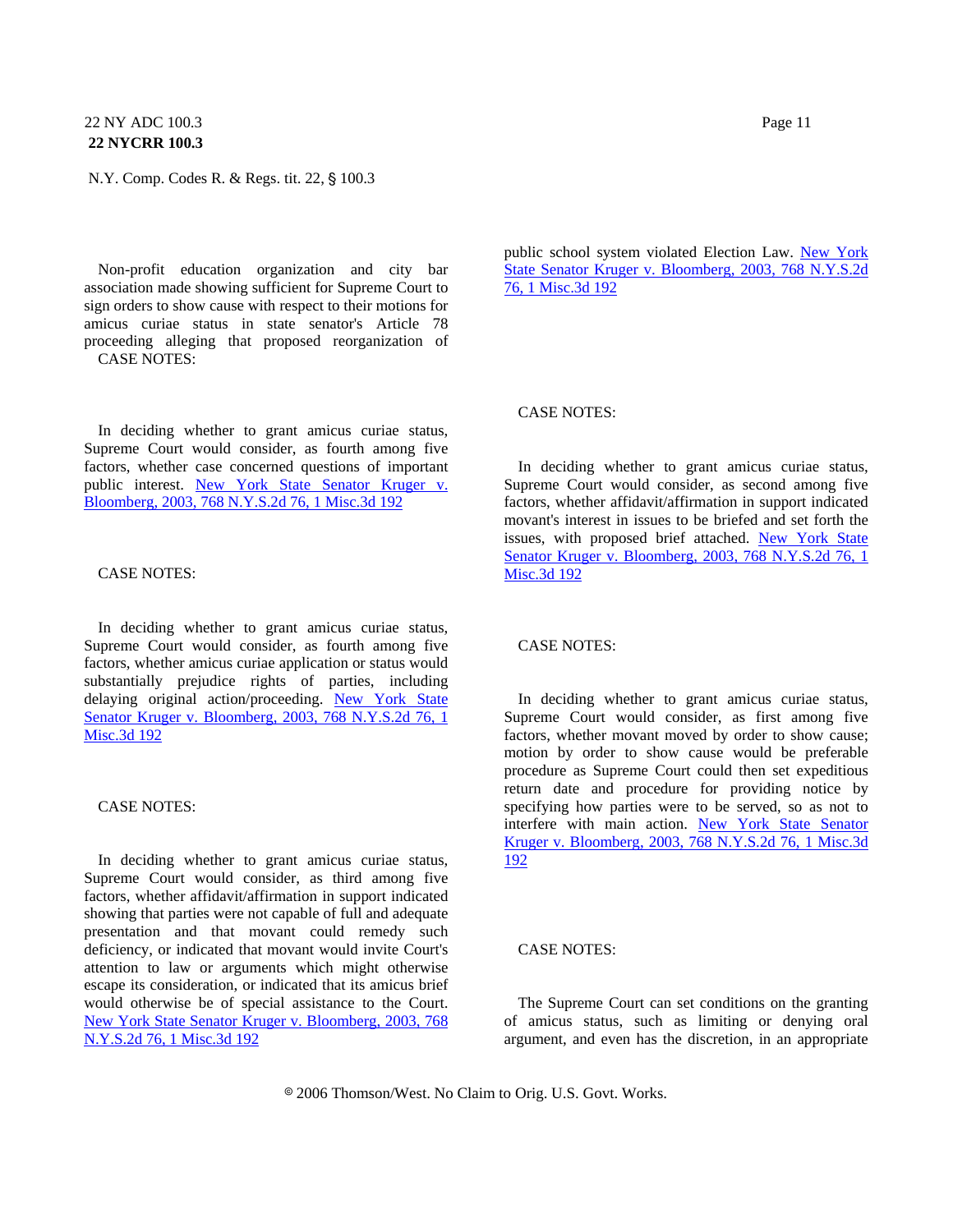Non-profit education organization and city bar association made showing sufficient for Supreme Court to sign orders to show cause with respect to their motions for amicus curiae status in state senator's Article 78 proceeding alleging that proposed reorganization of public school system violated Election Law. New York State Senator Kruger v. Bloomberg, 2003, 768 N.Y.S.2d 76, 1 Misc.3d 192

CASE NOTES:

In deciding whether to grant amicus curiae status, Supreme Court would consider, as fourth among five factors, whether case concerned questions of important public interest. New York State Senator Kruger v. Bloomberg, 2003, 768 N.Y.S.2d 76, 1 Misc.3d 192

CASE NOTES:

In deciding whether to grant amicus curiae status, Supreme Court would consider, as fourth among five factors, whether amicus curiae application or status would substantially prejudice rights of parties, including delaying original action/proceeding. New York State Senator Kruger v. Bloomberg, 2003, 768 N.Y.S.2d 76, 1 Misc.3d 192

CASE NOTES:

In deciding whether to grant amicus curiae status, Supreme Court would consider, as third among five factors, whether affidavit/affirmation in support indicated showing that parties were not capable of full and adequate presentation and that movant could remedy such deficiency, or indicated that movant would invite Court's attention to law or arguments which might otherwise escape its consideration, or indicated that its amicus brief would otherwise be of special assistance to the Court. New York State Senator Kruger v. Bloomberg, 2003, 768 N.Y.S.2d 76, 1 Misc.3d 192

CASE NOTES:

In deciding whether to grant amicus curiae status, Supreme Court would consider, as second among five factors, whether affidavit/affirmation in support indicated movant's interest in issues to be briefed and set forth the issues, with proposed brief attached. New York State Senator Kruger v. Bloomberg, 2003, 768 N.Y.S.2d 76, 1 Misc.3d 192

CASE NOTES:

In deciding whether to grant amicus curiae status, Supreme Court would consider, as first among five factors, whether movant moved by order to show cause; motion by order to show cause would be preferable procedure as Supreme Court could then set expeditious return date and procedure for providing notice by specifying how parties were to be served, so as not to interfere with main action. New York State Senator Kruger v. Bloomberg, 2003, 768 N.Y.S.2d 76, 1 Misc.3d 192

CASE NOTES:

The Supreme Court can set conditions on the granting of amicus status, such as limiting or denying oral argument, and even has the discretion, in an appropriate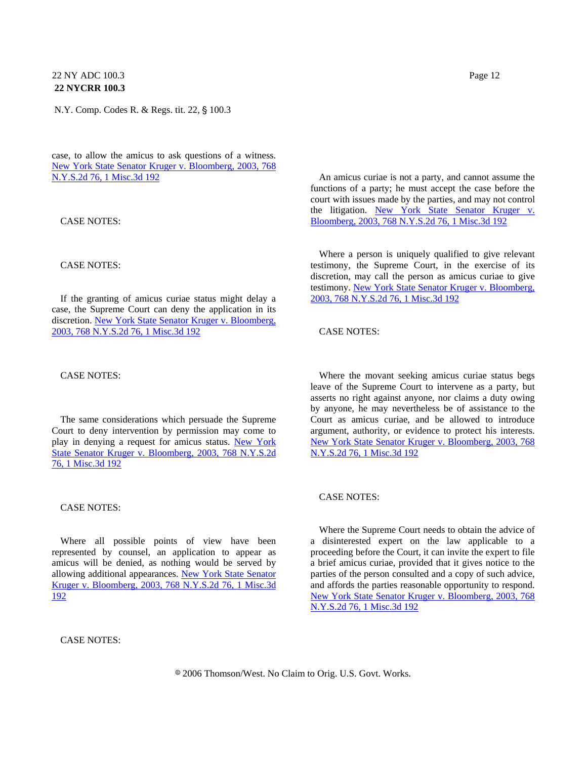case, to allow the amicus to ask questions of a witness. New York State Senator Kruger v. Bloomberg, 2003, 768 N.Y.S.2d 76, 1 Misc.3d 192

CASE NOTES:

CASE NOTES:

If the granting of amicus curiae status might delay a case, the Supreme Court can deny the application in its discretion. New York State Senator Kruger v. Bloomberg, 2003, 768 N.Y.S.2d 76, 1 Misc.3d 192

CASE NOTES:

The same considerations which persuade the Supreme Court to deny intervention by permission may come to play in denying a request for amicus status. New York State Senator Kruger v. Bloomberg, 2003, 768 N.Y.S.2d 76, 1 Misc.3d 192

CASE NOTES:

Where all possible points of view have been represented by counsel, an application to appear as amicus will be denied, as nothing would be served by allowing additional appearances. New York State Senator Kruger v. Bloomberg, 2003, 768 N.Y.S.2d 76, 1 Misc.3d 192

CASE NOTES:

An amicus curiae is not a party, and cannot assume the functions of a party; he must accept the case before the court with issues made by the parties, and may not control the litigation. New York State Senator Kruger v. Bloomberg, 2003, 768 N.Y.S.2d 76, 1 Misc.3d 192

Where a person is uniquely qualified to give relevant testimony, the Supreme Court, in the exercise of its discretion, may call the person as amicus curiae to give testimony. New York State Senator Kruger v. Bloomberg, 2003, 768 N.Y.S.2d 76, 1 Misc.3d 192

CASE NOTES:

Where the movant seeking amicus curiae status begs leave of the Supreme Court to intervene as a party, but asserts no right against anyone, nor claims a duty owing by anyone, he may nevertheless be of assistance to the Court as amicus curiae, and be allowed to introduce argument, authority, or evidence to protect his interests. New York State Senator Kruger v. Bloomberg, 2003, 768 N.Y.S.2d 76, 1 Misc.3d 192

CASE NOTES:

Where the Supreme Court needs to obtain the advice of a disinterested expert on the law applicable to a proceeding before the Court, it can invite the expert to file a brief amicus curiae, provided that it gives notice to the parties of the person consulted and a copy of such advice, and affords the parties reasonable opportunity to respond. New York State Senator Kruger v. Bloomberg, 2003, 768 N.Y.S.2d 76, 1 Misc.3d 192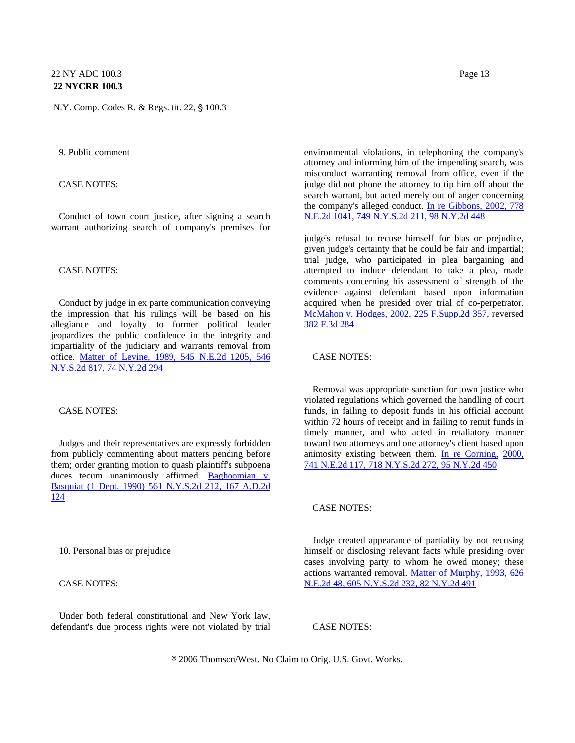9. Public comment

CASE NOTES:

Conduct of town court justice, after signing a search warrant authorizing search of company's premises for environmental violations, in telephoning the company's attorney and informing him of the impending search, was misconduct warranting removal from office, even if the judge did not phone the attorney to tip him off about the search warrant, but acted merely out of anger concerning the company's alleged conduct. In re Gibbons, 2002, 778 N.E.2d 1041, 749 N.Y.S.2d 211, 98 N.Y.2d 448

CASE NOTES:

Conduct by judge in ex parte communication conveying the impression that his rulings will be based on his allegiance and loyalty to former political leader jeopardizes the public confidence in the integrity and impartiality of the judiciary and warrants removal from office. Matter of Levine, 1989, 545 N.E.2d 1205, 546 N.Y.S.2d 817, 74 N.Y.2d 294

CASE NOTES:

Judges and their representatives are expressly forbidden from publicly commenting about matters pending before them; order granting motion to quash plaintiff's subpoena duces tecum unanimously affirmed. Baghoomian v. Basquiat (1 Dept. 1990) 561 N.Y.S.2d 212, 167 A.D.2d 124

10. Personal bias or prejudice

CASE NOTES:

Under both federal constitutional and New York law, defendant's due process rights were not violated by trial judge's refusal to recuse himself for bias or prejudice, given judge's certainty that he could be fair and impartial; trial judge, who participated in plea bargaining and attempted to induce defendant to take a plea, made comments concerning his assessment of strength of the evidence against defendant based upon information acquired when he presided over trial of co-perpetrator. McMahon v. Hodges, 2002, 225 F.Supp.2d 357, reversed 382 F.3d 284

CASE NOTES:

Removal was appropriate sanction for town justice who violated regulations which governed the handling of court funds, in failing to deposit funds in his official account within 72 hours of receipt and in failing to remit funds in timely manner, and who acted in retaliatory manner toward two attorneys and one attorney's client based upon animosity existing between them. In re Corning, 2000, 741 N.E.2d 117, 718 N.Y.S.2d 272, 95 N.Y.2d 450

CASE NOTES:

Judge created appearance of partiality by not recusing himself or disclosing relevant facts while presiding over cases involving party to whom he owed money; these actions warranted removal. Matter of Murphy, 1993, 626 N.E.2d 48, 605 N.Y.S.2d 232, 82 N.Y.2d 491

CASE NOTES: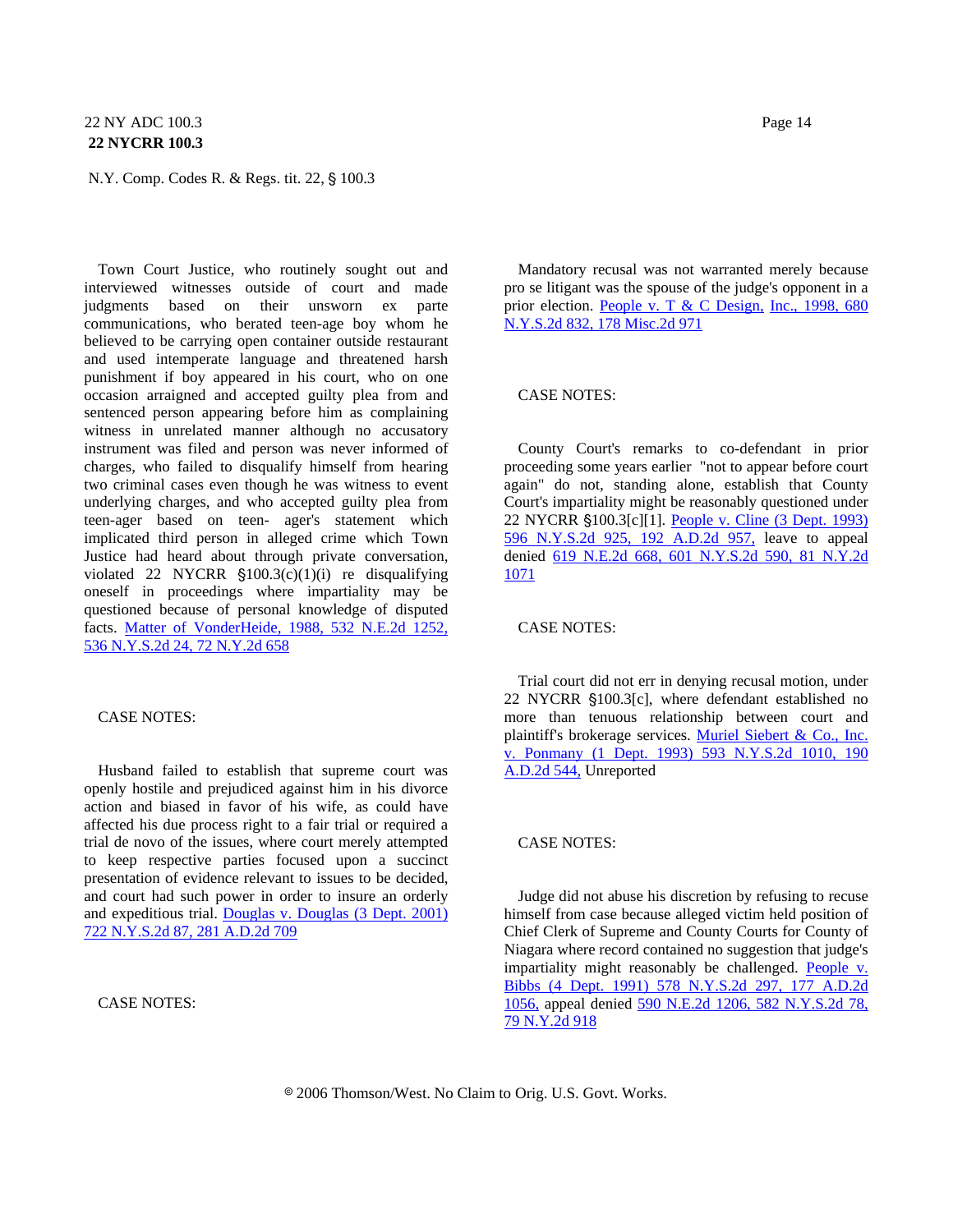Town Court Justice, who routinely sought out and interviewed witnesses outside of court and made judgments based on their unsworn ex parte communications, who berated teen-age boy whom he believed to be carrying open container outside restaurant and used intemperate language and threatened harsh punishment if boy appeared in his court, who on one occasion arraigned and accepted guilty plea from and sentenced person appearing before him as complaining witness in unrelated manner although no accusatory instrument was filed and person was never informed of charges, who failed to disqualify himself from hearing two criminal cases even though he was witness to event underlying charges, and who accepted guilty plea from teen-ager based on teen- ager's statement which implicated third person in alleged crime which Town Justice had heard about through private conversation, violated 22 NYCRR §100.3(c)(1)(i) re disqualifying oneself in proceedings where impartiality may be questioned because of personal knowledge of disputed facts. Matter of VonderHeide, 1988, 532 N.E.2d 1252, 536 N.Y.S.2d 24, 72 N.Y.2d 658

CASE NOTES:

Husband failed to establish that supreme court was openly hostile and prejudiced against him in his divorce action and biased in favor of his wife, as could have affected his due process right to a fair trial or required a trial de novo of the issues, where court merely attempted to keep respective parties focused upon a succinct presentation of evidence relevant to issues to be decided, and court had such power in order to insure an orderly and expeditious trial. Douglas v. Douglas (3 Dept. 2001) 722 N.Y.S.2d 87, 281 A.D.2d 709

CASE NOTES:

Mandatory recusal was not warranted merely because pro se litigant was the spouse of the judge's opponent in a prior election. People v. T & C Design, Inc., 1998, 680 N.Y.S.2d 832, 178 Misc.2d 971

CASE NOTES:

County Court's remarks to co-defendant in prior proceeding some years earlier "not to appear before court again" do not, standing alone, establish that County Court's impartiality might be reasonably questioned under 22 NYCRR §100.3[c][1]. People v. Cline (3 Dept. 1993) 596 N.Y.S.2d 925, 192 A.D.2d 957, leave to appeal denied 619 N.E.2d 668, 601 N.Y.S.2d 590, 81 N.Y.2d 1071

CASE NOTES:

Trial court did not err in denying recusal motion, under 22 NYCRR §100.3[c], where defendant established no more than tenuous relationship between court and plaintiff's brokerage services. Muriel Siebert & Co., Inc. v. Ponmany (1 Dept. 1993) 593 N.Y.S.2d 1010, 190 A.D.2d 544, Unreported

CASE NOTES:

Judge did not abuse his discretion by refusing to recuse himself from case because alleged victim held position of Chief Clerk of Supreme and County Courts for County of Niagara where record contained no suggestion that judge's impartiality might reasonably be challenged. People v. Bibbs (4 Dept. 1991) 578 N.Y.S.2d 297, 177 A.D.2d 1056, appeal denied 590 N.E.2d 1206, 582 N.Y.S.2d 78, 79 N.Y.2d 918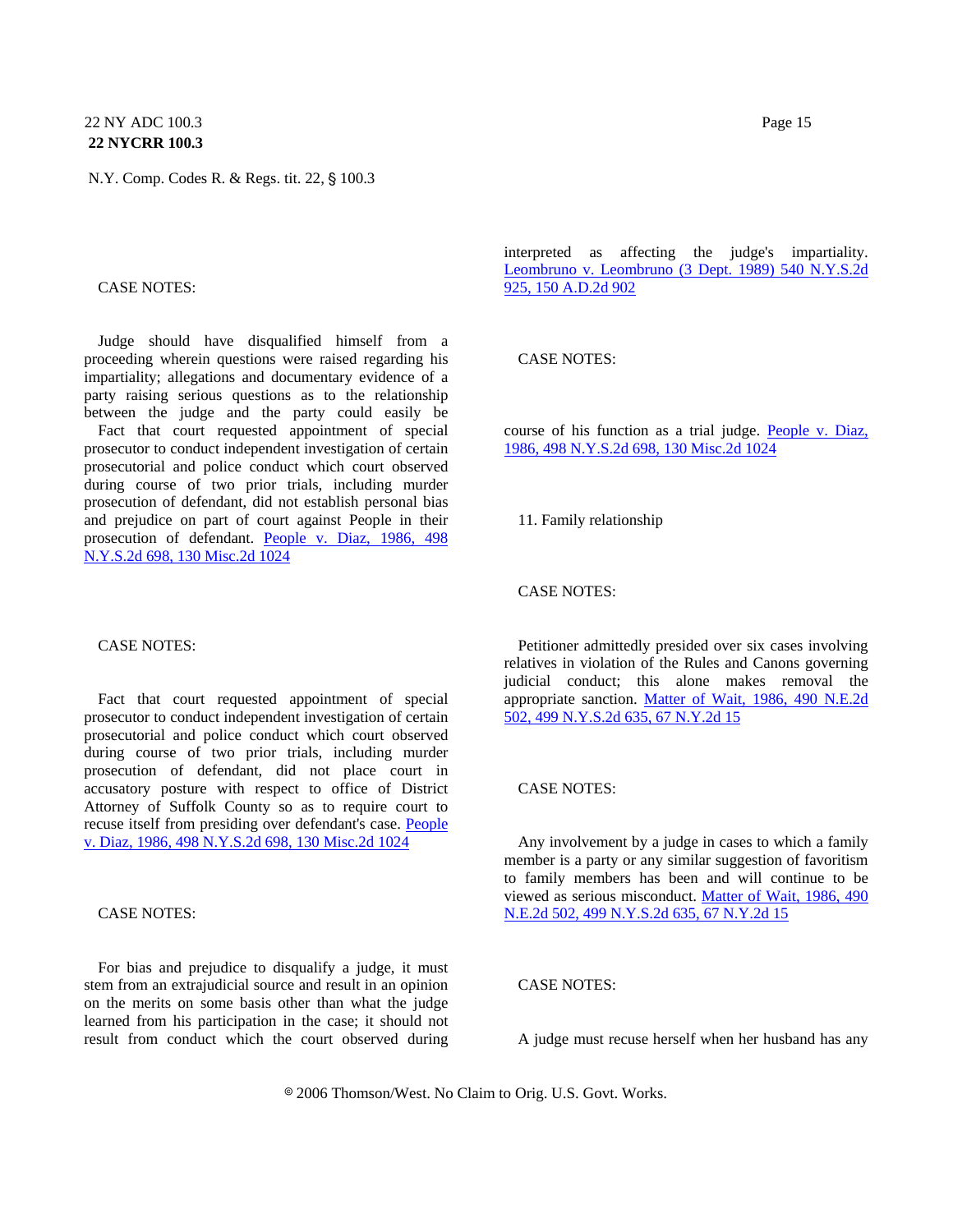CASE NOTES:

Judge should have disqualified himself from a proceeding wherein questions were raised regarding his impartiality; allegations and documentary evidence of a party raising serious questions as to the relationship between the judge and the party could easily be interpreted as affecting the judge's impartiality. Leombruno v. Leombruno (3 Dept. 1989) 540 N.Y.S.2d 925, 150 A.D.2d 902

CASE NOTES:

Fact that court requested appointment of special prosecutor to conduct independent investigation of certain prosecutorial and police conduct which court observed during course of two prior trials, including murder prosecution of defendant, did not establish personal bias and prejudice on part of court against People in their prosecution of defendant. People v. Diaz, 1986, 498 N.Y.S.2d 698, 130 Misc.2d 1024

CASE NOTES:

Fact that court requested appointment of special prosecutor to conduct independent investigation of certain prosecutorial and police conduct which court observed during course of two prior trials, including murder prosecution of defendant, did not place court in accusatory posture with respect to office of District Attorney of Suffolk County so as to require court to recuse itself from presiding over defendant's case. People v. Diaz, 1986, 498 N.Y.S.2d 698, 130 Misc.2d 1024

CASE NOTES:

For bias and prejudice to disqualify a judge, it must stem from an extrajudicial source and result in an opinion on the merits on some basis other than what the judge learned from his participation in the case; it should not result from conduct which the court observed during course of his function as a trial judge. People v. Diaz, 1986, 498 N.Y.S.2d 698, 130 Misc.2d 1024

11. Family relationship

CASE NOTES:

Petitioner admittedly presided over six cases involving relatives in violation of the Rules and Canons governing judicial conduct; this alone makes removal the appropriate sanction. Matter of Wait, 1986, 490 N.E.2d 502, 499 N.Y.S.2d 635, 67 N.Y.2d 15

CASE NOTES:

Any involvement by a judge in cases to which a family member is a party or any similar suggestion of favoritism to family members has been and will continue to be viewed as serious misconduct. Matter of Wait, 1986, 490 N.E.2d 502, 499 N.Y.S.2d 635, 67 N.Y.2d 15

CASE NOTES:

A judge must recuse herself when her husband has any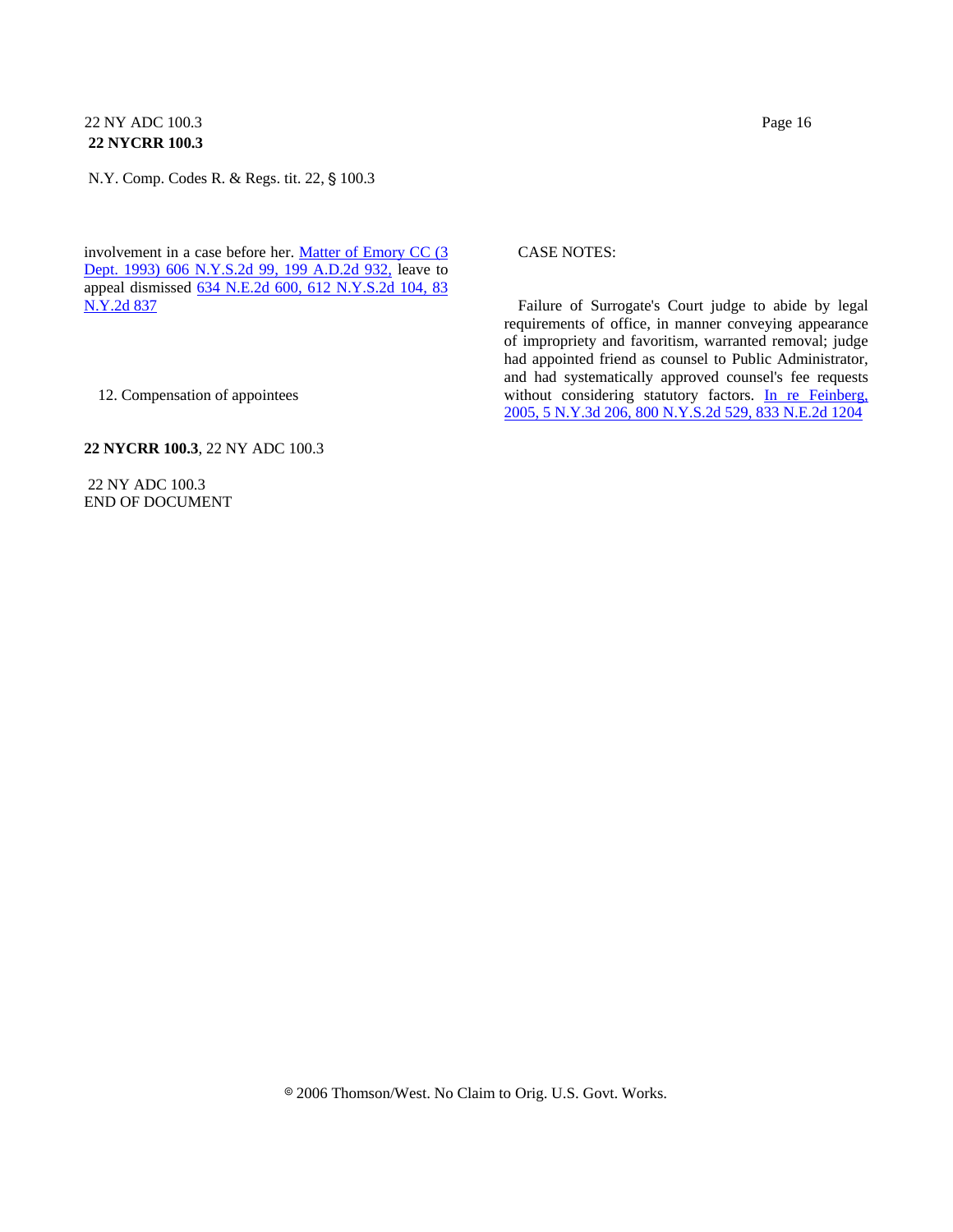involvement in a case before her. Matter of Emory CC (3 Dept. 1993) 606 N.Y.S.2d 99, 199 A.D.2d 932, leave to appeal dismissed 634 N.E.2d 600, 612 N.Y.S.2d 104, 83 N.Y.2d 837

12. Compensation of appointees

CASE NOTES:

Failure of Surrogate's Court judge to abide by legal requirements of office, in manner conveying appearance of impropriety and favoritism, warranted removal; judge had appointed friend as counsel to Public Administrator, and had systematically approved counsel's fee requests without considering statutory factors. In re Feinberg, 2005, 5 N.Y.3d 206, 800 N.Y.S.2d 529, 833 N.E.2d 1204

**22 NYCRR 100.3**, 22 NY ADC 100.3

22 NY ADC 100.3
END OF DOCUMENT